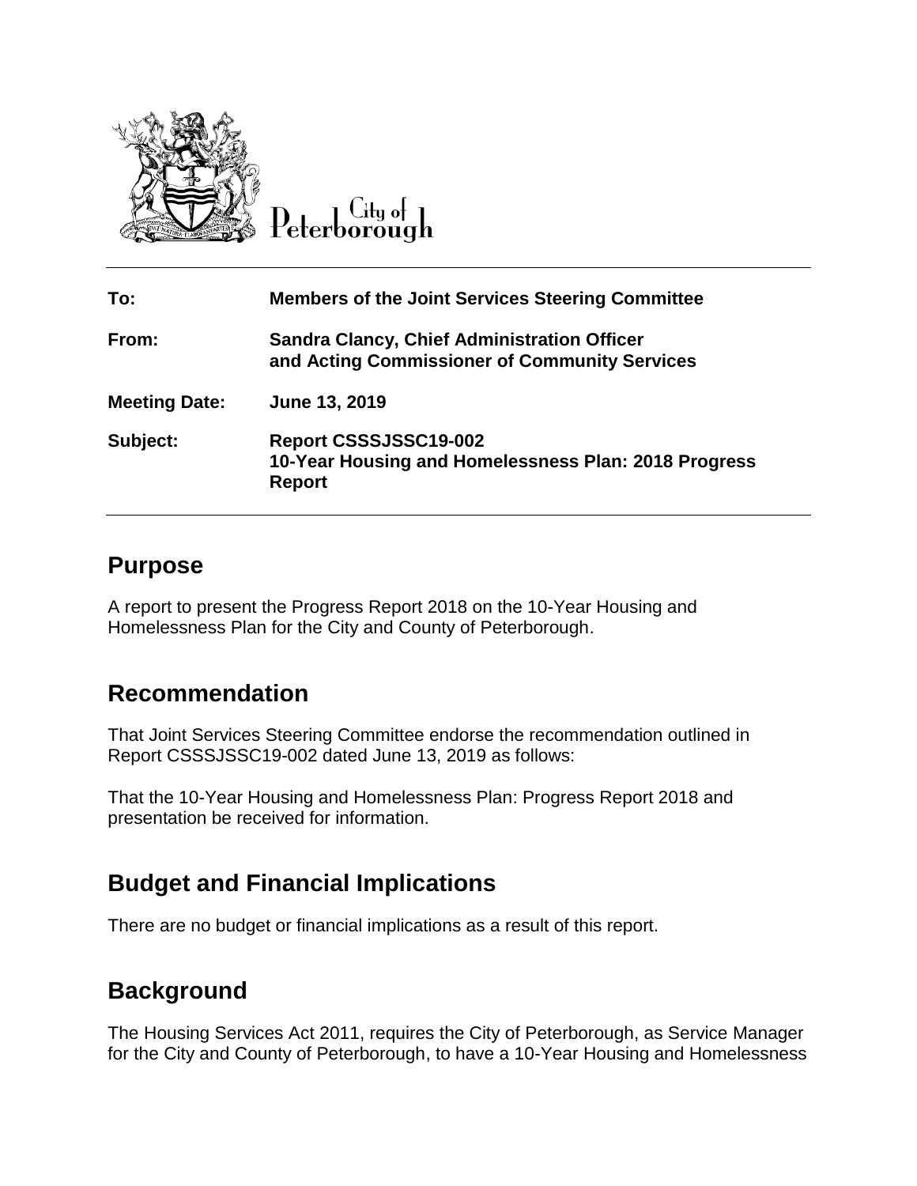City of Peterborough

| To: | Members of the Joint Services Steering Committee |
|---|---|
| From: | Sandra Clancy, Chief Administration Officer and Acting Commissioner of Community Services |
| Meeting Date: | June 13, 2019 |
| Subject: | Report CSSSJSSC19-002 10-Year Housing and Homelessness Plan: 2018 Progress Report |

## Purpose

A report to present the Progress Report 2018 on the 10-Year Housing and Homelessness Plan for the City and County of Peterborough.

## Recommendation

That Joint Services Steering Committee endorse the recommendation outlined in Report CSSSJSSC19-002 dated June 13, 2019 as follows:

That the 10-Year Housing and Homelessness Plan: Progress Report 2018 and presentation be received for information.

## Budget and Financial Implications

There are no budget or financial implications as a result of this report.

## Background

The Housing Services Act 2011, requires the City of Peterborough, as Service Manager for the City and County of Peterborough, to have a 10-Year Housing and Homelessness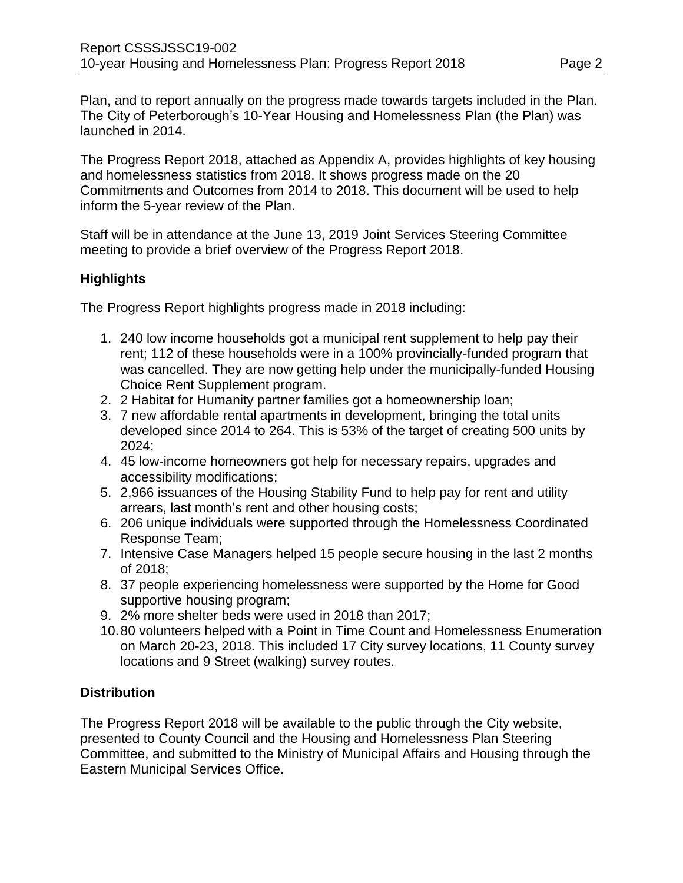Plan, and to report annually on the progress made towards targets included in the Plan. The City of Peterborough's 10-Year Housing and Homelessness Plan (the Plan) was launched in 2014.

The Progress Report 2018, attached as Appendix A, provides highlights of key housing and homelessness statistics from 2018. It shows progress made on the 20 Commitments and Outcomes from 2014 to 2018. This document will be used to help inform the 5-year review of the Plan.

Staff will be in attendance at the June 13, 2019 Joint Services Steering Committee meeting to provide a brief overview of the Progress Report 2018.

## Highlights

The Progress Report highlights progress made in 2018 including:

1. 240 low income households got a municipal rent supplement to help pay their rent; 112 of these households were in a 100% provincially-funded program that was cancelled. They are now getting help under the municipally-funded Housing Choice Rent Supplement program.
2. 2 Habitat for Humanity partner families got a homeownership loan;
3. 7 new affordable rental apartments in development, bringing the total units developed since 2014 to 264. This is 53% of the target of creating 500 units by 2024;
4. 45 low-income homeowners got help for necessary repairs, upgrades and accessibility modifications;
5. 2,966 issuances of the Housing Stability Fund to help pay for rent and utility arrears, last month's rent and other housing costs;
6. 206 unique individuals were supported through the Homelessness Coordinated Response Team;
7. Intensive Case Managers helped 15 people secure housing in the last 2 months of 2018;
8. 37 people experiencing homelessness were supported by the Home for Good supportive housing program;
9. 2% more shelter beds were used in 2018 than 2017;
10. 80 volunteers helped with a Point in Time Count and Homelessness Enumeration on March 20-23, 2018. This included 17 City survey locations, 11 County survey locations and 9 Street (walking) survey routes.

## Distribution

The Progress Report 2018 will be available to the public through the City website, presented to County Council and the Housing and Homelessness Plan Steering Committee, and submitted to the Ministry of Municipal Affairs and Housing through the Eastern Municipal Services Office.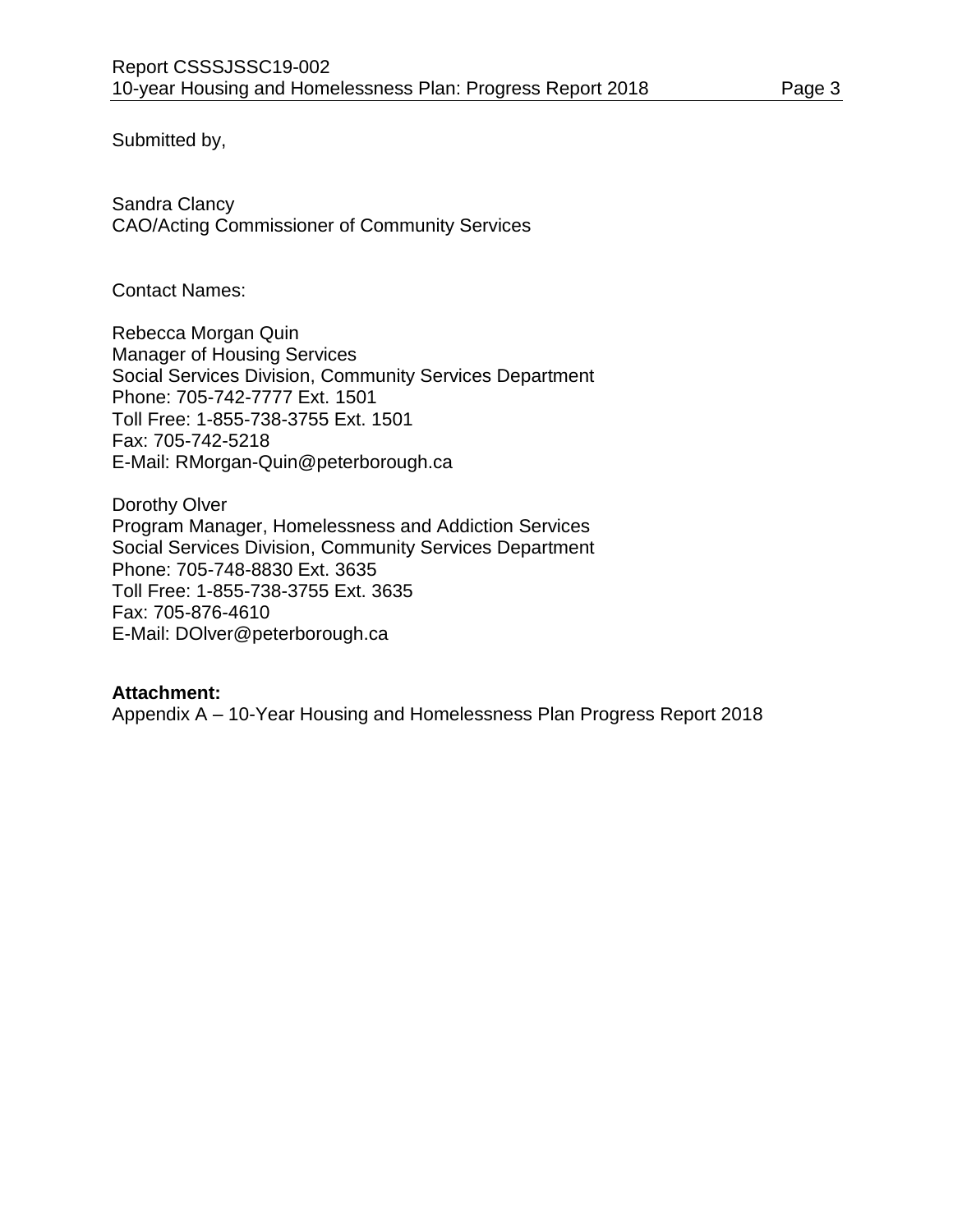Submitted by,

Sandra Clancy
CAO/Acting Commissioner of Community Services

Contact Names:

Rebecca Morgan Quin
Manager of Housing Services
Social Services Division, Community Services Department
Phone: 705-742-7777 Ext. 1501
Toll Free: 1-855-738-3755 Ext. 1501
Fax: 705-742-5218
E-Mail: RMorgan-Quin@peterborough.ca

Dorothy Olver
Program Manager, Homelessness and Addiction Services
Social Services Division, Community Services Department
Phone: 705-748-8830 Ext. 3635
Toll Free: 1-855-738-3755 Ext. 3635
Fax: 705-876-4610
E-Mail: DOlver@peterborough.ca

**Attachment:**
Appendix A – 10-Year Housing and Homelessness Plan Progress Report 2018